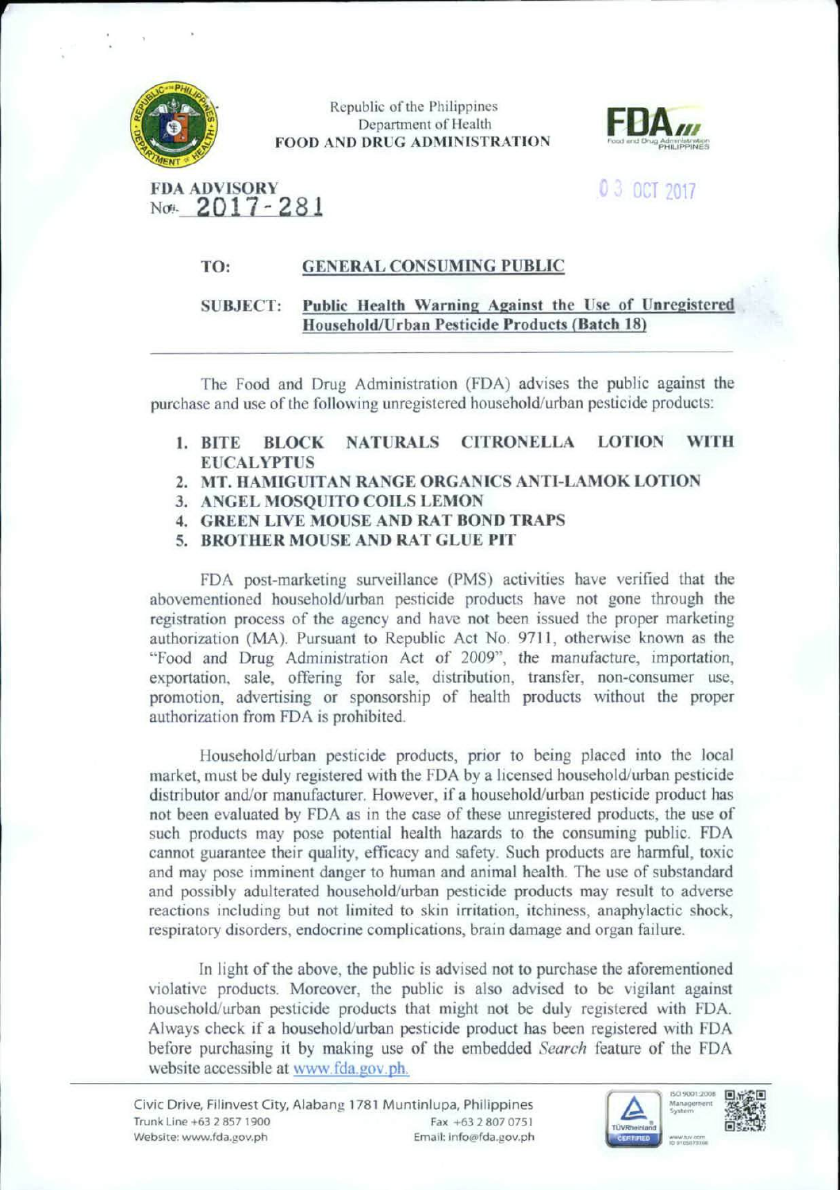Republic of the Philippines
Department of Health
**FOOD AND DRUG ADMINISTRATION**

**FDA ADVISORY**
**No. 2017-281**

03 OCT 2017

**TO:** **GENERAL CONSUMING PUBLIC**

**SUBJECT:** **Public Health Warning Against the Use of Unregistered Household/Urban Pesticide Products (Batch 18)**

---

The Food and Drug Administration (FDA) advises the public against the purchase and use of the following unregistered household/urban pesticide products:

1. **BITE BLOCK NATURALS CITRONELLA LOTION WITH EUCALYPTUS**
2. **MT. HAMIGUITAN RANGE ORGANICS ANTI-LAMOK LOTION**
3. **ANGEL MOSQUITO COILS LEMON**
4. **GREEN LIVE MOUSE AND RAT BOND TRAPS**
5. **BROTHER MOUSE AND RAT GLUE PIT**

FDA post-marketing surveillance (PMS) activities have verified that the abovementioned household/urban pesticide products have not gone through the registration process of the agency and have not been issued the proper marketing authorization (MA). Pursuant to Republic Act No. 9711, otherwise known as the "Food and Drug Administration Act of 2009", the manufacture, importation, exportation, sale, offering for sale, distribution, transfer, non-consumer use, promotion, advertising or sponsorship of health products without the proper authorization from FDA is prohibited.

Household/urban pesticide products, prior to being placed into the local market, must be duly registered with the FDA by a licensed household/urban pesticide distributor and/or manufacturer. However, if a household/urban pesticide product has not been evaluated by FDA as in the case of these unregistered products, the use of such products may pose potential health hazards to the consuming public. FDA cannot guarantee their quality, efficacy and safety. Such products are harmful, toxic and may pose imminent danger to human and animal health. The use of substandard and possibly adulterated household/urban pesticide products may result to adverse reactions including but not limited to skin irritation, itchiness, anaphylactic shock, respiratory disorders, endocrine complications, brain damage and organ failure.

In light of the above, the public is advised not to purchase the aforementioned violative products. Moreover, the public is also advised to be vigilant against household/urban pesticide products that might not be duly registered with FDA. Always check if a household/urban pesticide product has been registered with FDA before purchasing it by making use of the embedded *Search* feature of the FDA website accessible at www.fda.gov.ph.

Civic Drive, Filinvest City, Alabang 1781 Muntinlupa, Philippines
Trunk Line +63 2 857 1900 Fax +63 2 807 0751
Website: www.fda.gov.ph Email: info@fda.gov.ph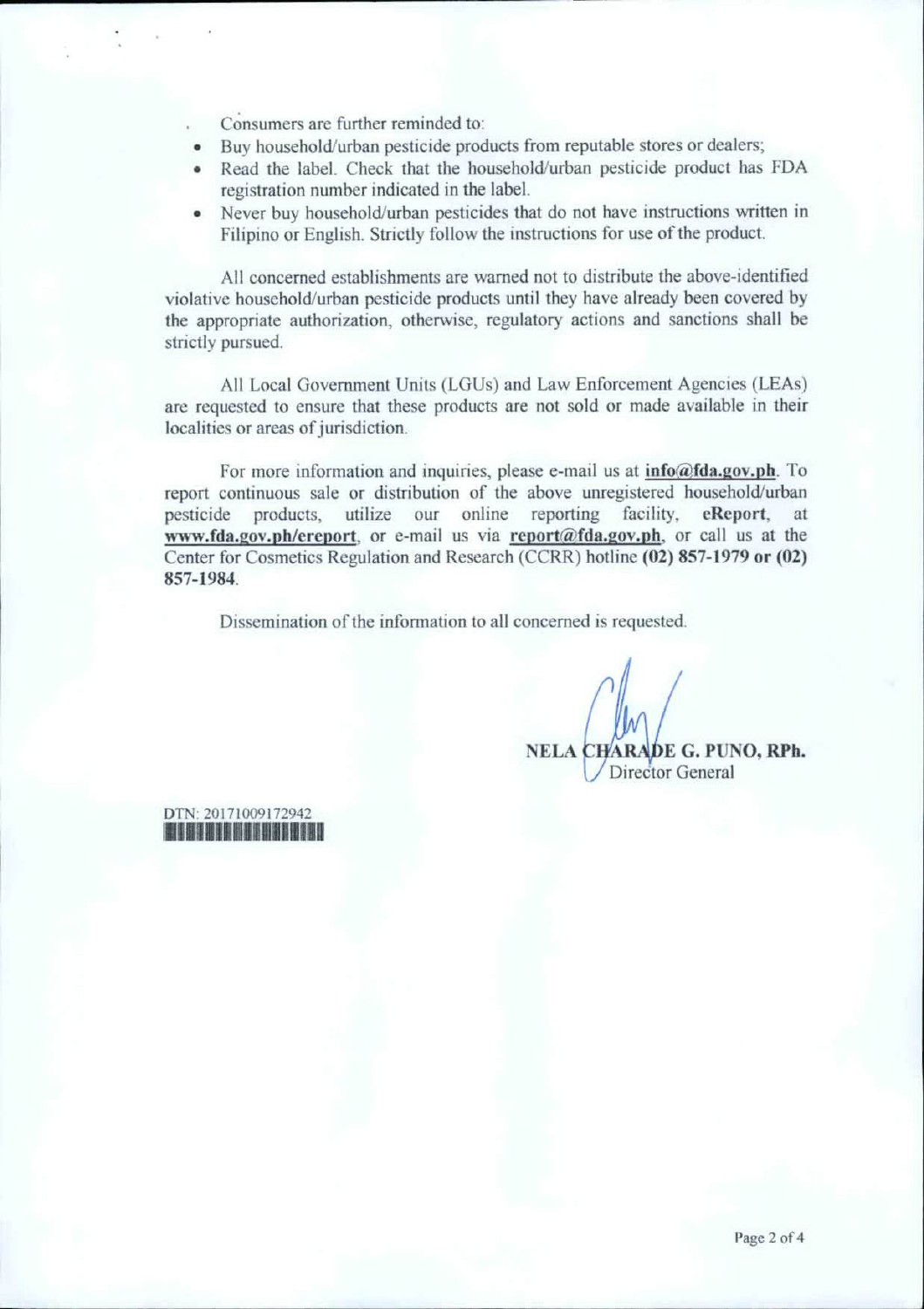Consumers are further reminded to:

- Buy household/urban pesticide products from reputable stores or dealers;
- Read the label. Check that the household/urban pesticide product has FDA registration number indicated in the label.
- Never buy household/urban pesticides that do not have instructions written in Filipino or English. Strictly follow the instructions for use of the product.

All concerned establishments are warned not to distribute the above-identified violative household/urban pesticide products until they have already been covered by the appropriate authorization, otherwise, regulatory actions and sanctions shall be strictly pursued.

All Local Government Units (LGUs) and Law Enforcement Agencies (LEAs) are requested to ensure that these products are not sold or made available in their localities or areas of jurisdiction.

For more information and inquiries, please e-mail us at **info@fda.gov.ph**. To report continuous sale or distribution of the above unregistered household/urban pesticide products, utilize our online reporting facility, **eReport**, at **www.fda.gov.ph/ereport**, or e-mail us via **report@fda.gov.ph**, or call us at the Center for Cosmetics Regulation and Research (CCRR) hotline **(02) 857-1979 or (02) 857-1984**.

Dissemination of the information to all concerned is requested.

**NELA CHARADE G. PUNO, RPh.**
Director General

DTN: 20171009172942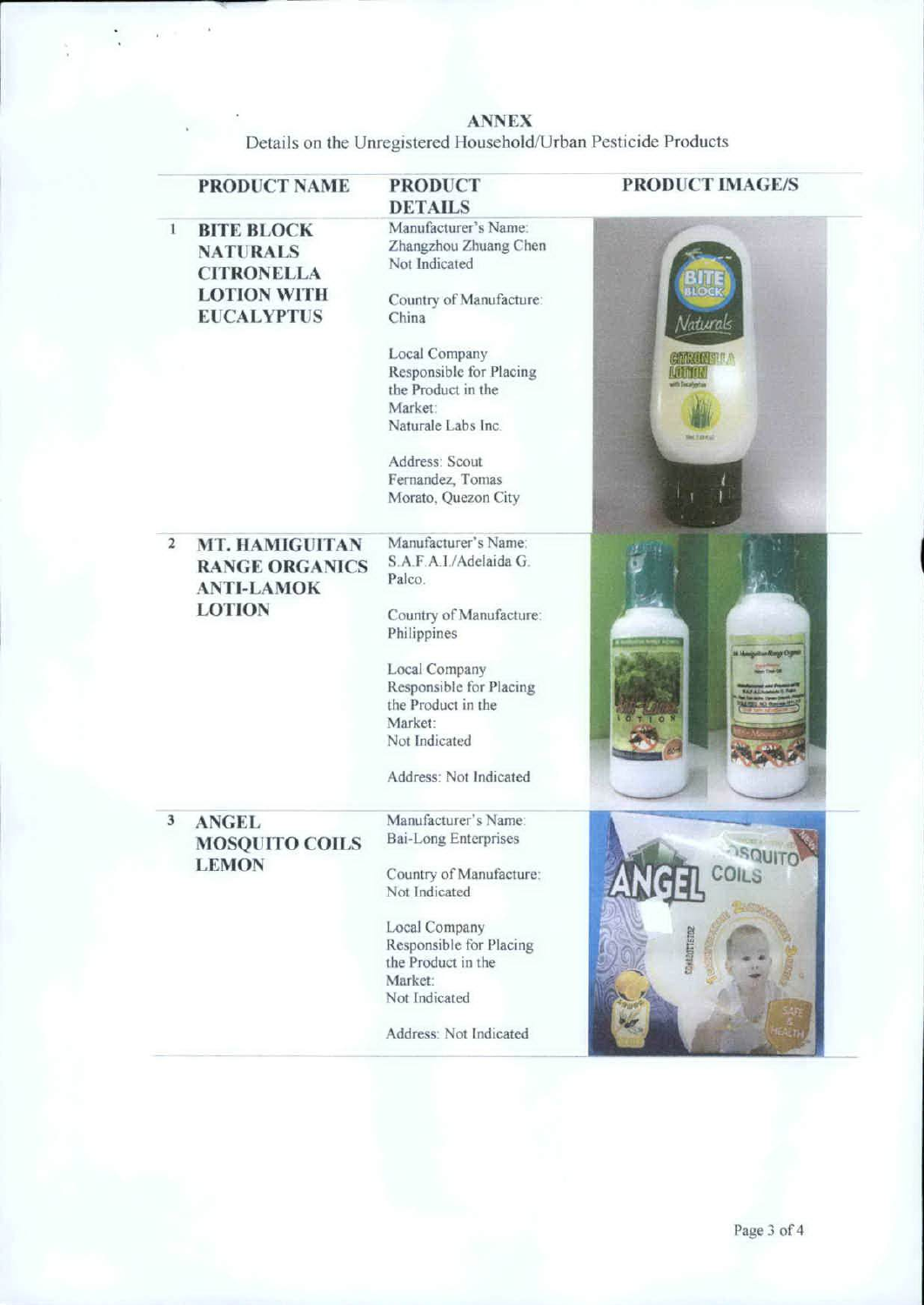**ANNEX**

Details on the Unregistered Household/Urban Pesticide Products

| | PRODUCT NAME | PRODUCT DETAILS | PRODUCT IMAGE/S |
|---|---|---|---|
| 1 | **BITE BLOCK NATURALS CITRONELLA LOTION WITH EUCALYPTUS** | Manufacturer's Name: Zhangzhou Zhuang Chen Not Indicated<br><br>Country of Manufacture: China<br><br>Local Company Responsible for Placing the Product in the Market: Naturale Labs Inc.<br><br>Address: Scout Fernandez, Tomas Morato, Quezon City | |
| 2 | **MT. HAMIGUITAN RANGE ORGANICS ANTI-LAMOK LOTION** | Manufacturer's Name: S.A.F.A.I./Adelaida G. Palco.<br><br>Country of Manufacture: Philippines<br><br>Local Company Responsible for Placing the Product in the Market: Not Indicated<br><br>Address: Not Indicated | |
| 3 | **ANGEL MOSQUITO COILS LEMON** | Manufacturer's Name: Bai-Long Enterprises<br><br>Country of Manufacture: Not Indicated<br><br>Local Company Responsible for Placing the Product in the Market: Not Indicated<br><br>Address: Not Indicated | |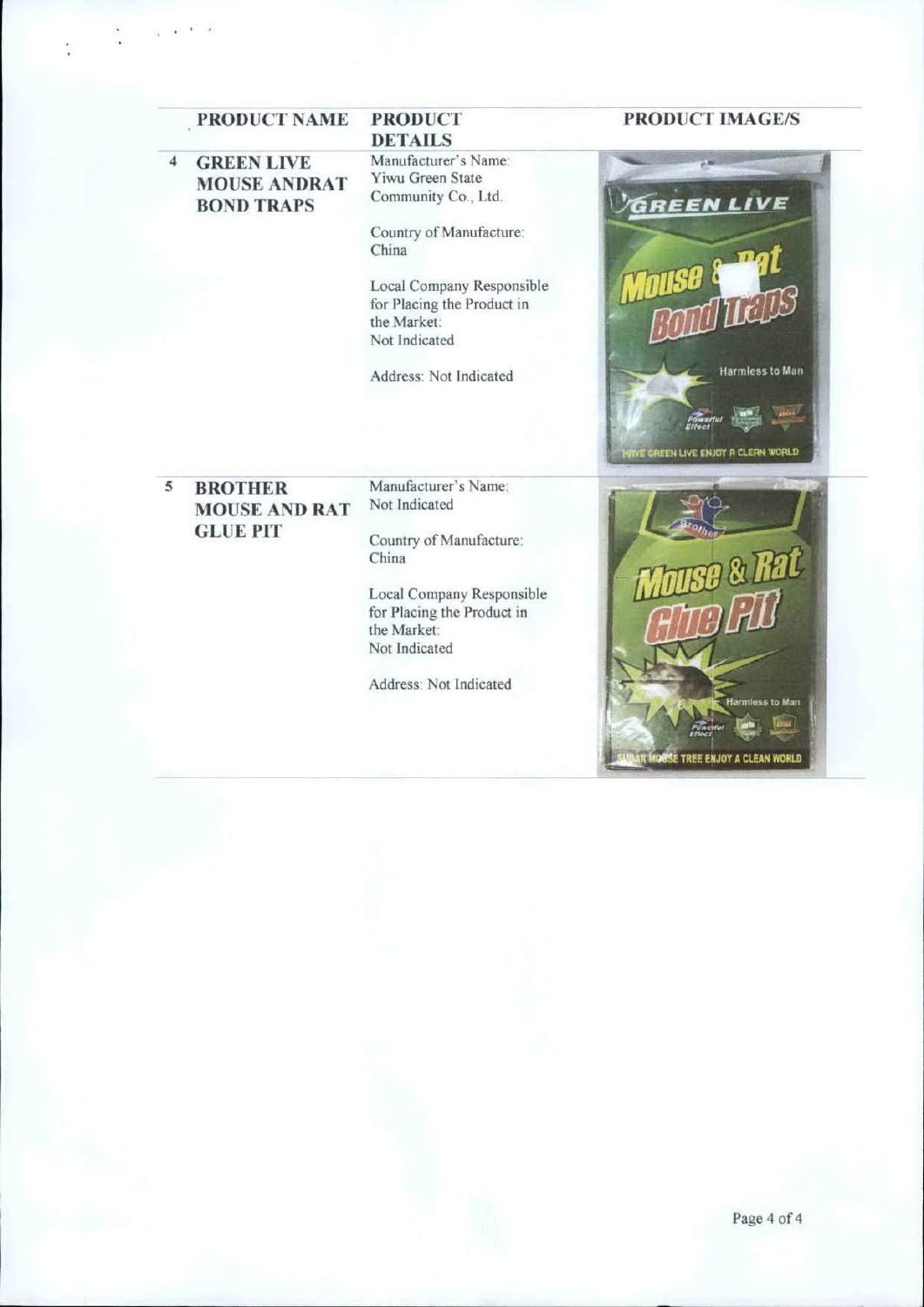| | PRODUCT NAME | PRODUCT DETAILS | PRODUCT IMAGE/S |
|---|---|---|---|
| 4 | **GREEN LIVE MOUSE ANDRAT BOND TRAPS** | Manufacturer's Name: Yiwu Green State Community Co., Ltd.<br><br>Country of Manufacture: China<br><br>Local Company Responsible for Placing the Product in the Market: Not Indicated<br><br>Address: Not Indicated | |
| 5 | **BROTHER MOUSE AND RAT GLUE PIT** | Manufacturer's Name: Not Indicated<br><br>Country of Manufacture: China<br><br>Local Company Responsible for Placing the Product in the Market: Not Indicated<br><br>Address: Not Indicated | |